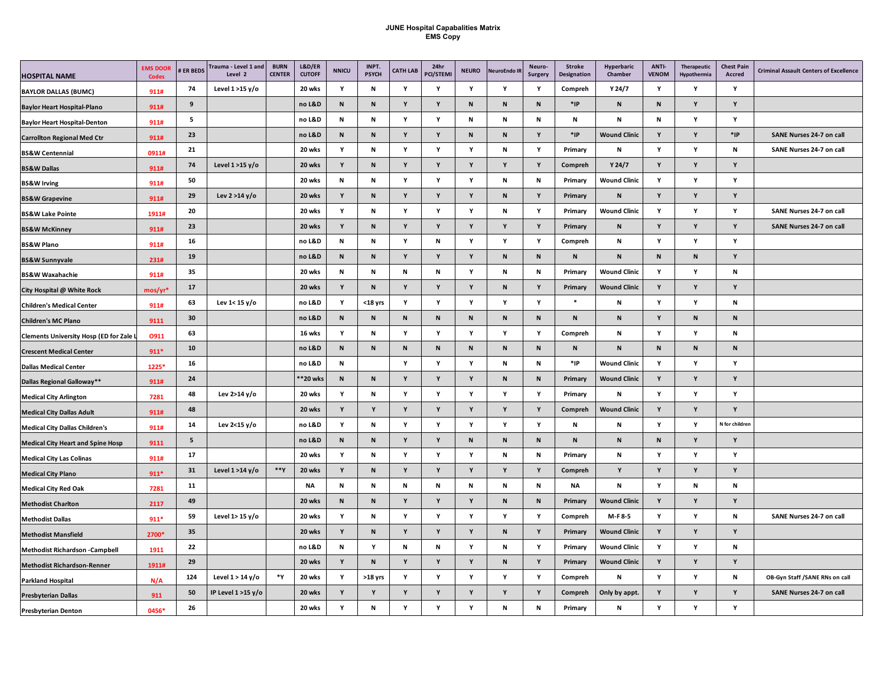# JUNE Hospital Capabalities Matrix
## EMS Copy

| HOSPITAL NAME | EMS DOOR Codes | # ER BEDS | Trauma - Level 1 and Level 2 | BURN CENTER | L&D/ER CUTOFF | NNICU | INPT. PSYCH | CATH LAB | 24hr PCI/STEMI | NEURO | NeuroEndo IR | Neuro-Surgery | Stroke Designation | Hyperbaric Chamber | ANTI-VENOM | Therapeutic Hypothermia | Chest Pain Accred | Criminal Assault Centers of Excellence |
|---|---|---|---|---|---|---|---|---|---|---|---|---|---|---|---|---|---|---|
| BAYLOR DALLAS (BUMC) | 911# | 74 | Level 1 >15 y/o | | 20 wks | Y | N | Y | Y | Y | Y | Y | Compreh | Y 24/7 | Y | Y | Y | |
| Baylor Heart Hospital-Plano | 911# | 9 | | | no L&D | N | N | Y | Y | N | N | N | *IP | N | N | Y | Y | |
| Baylor Heart Hospital-Denton | 911# | 5 | | | no L&D | N | N | Y | Y | N | N | N | N | N | N | Y | Y | |
| Carrollton Regional Med Ctr | 911# | 23 | | | no L&D | N | N | Y | Y | N | N | Y | *IP | Wound Clinic | Y | Y | *IP | SANE Nurses 24-7 on call |
| BS&W Centennial | 0911# | 21 | | | 20 wks | Y | N | Y | Y | Y | N | Y | Primary | N | Y | Y | N | SANE Nurses 24-7 on call |
| BS&W Dallas | 911# | 74 | Level 1 >15 y/o | | 20 wks | Y | N | Y | Y | Y | Y | Y | Compreh | Y 24/7 | Y | Y | Y | |
| BS&W Irving | 911# | 50 | | | 20 wks | N | N | Y | Y | Y | N | N | Primary | Wound Clinic | Y | Y | Y | |
| BS&W Grapevine | 911# | 29 | Lev 2 >14 y/o | | 20 wks | Y | N | Y | Y | Y | N | Y | Primary | N | Y | Y | Y | |
| BS&W Lake Pointe | 1911# | 20 | | | 20 wks | Y | N | Y | Y | Y | N | Y | Primary | Wound Clinic | Y | Y | Y | SANE Nurses 24-7 on call |
| BS&W McKinney | 911# | 23 | | | 20 wks | Y | N | Y | Y | Y | Y | Y | Primary | N | Y | Y | Y | SANE Nurses 24-7 on call |
| BS&W Plano | 911# | 16 | | | no L&D | N | N | Y | N | Y | Y | Y | Compreh | N | Y | Y | Y | |
| BS&W Sunnyvale | 231# | 19 | | | no L&D | N | N | Y | Y | Y | N | N | N | N | N | N | Y | |
| BS&W Waxahachie | 911# | 35 | | | 20 wks | N | N | N | N | Y | N | N | Primary | Wound Clinic | Y | Y | N | |
| City Hospital @ White Rock | mos/yr* | 17 | | | 20 wks | Y | N | Y | Y | Y | N | Y | Primary | Wound Clinic | Y | Y | Y | |
| Children's Medical Center | 911# | 63 | Lev 1< 15 y/o | | no L&D | Y | <18 yrs | Y | Y | Y | Y | Y | * | N | Y | Y | N | |
| Children's MC Plano | 9111 | 30 | | | no L&D | N | N | N | N | N | N | N | N | N | Y | N | N | |
| Clements University Hosp (ED for Zale L | O911 | 63 | | | 16 wks | Y | N | Y | Y | Y | Y | Y | Compreh | N | Y | Y | N | |
| Crescent Medical Center | 911* | 10 | | | no L&D | N | N | N | N | N | N | N | N | N | N | N | N | |
| Dallas Medical Center | 1225* | 16 | | | no L&D | N | | Y | Y | Y | N | N | *IP | Wound Clinic | Y | Y | Y | |
| Dallas Regional Galloway** | 911# | 24 | | | **20 wks | N | N | Y | Y | Y | N | N | Primary | Wound Clinic | Y | Y | Y | |
| Medical City Arlington | 7281 | 48 | Lev 2>14 y/o | | 20 wks | Y | N | Y | Y | Y | Y | Y | Primary | N | Y | Y | Y | |
| Medical City Dallas Adult | 911# | 48 | | | 20 wks | Y | Y | Y | Y | Y | Y | Y | Compreh | Wound Clinic | Y | Y | Y | |
| Medical City Dallas Children's | 911# | 14 | Lev 2<15 y/o | | no L&D | Y | N | Y | Y | Y | Y | Y | N | N | Y | Y | N for children | |
| Medical City Heart and Spine Hosp | 9111 | 5 | | | no L&D | N | N | Y | Y | N | N | N | N | N | N | Y | Y | |
| Medical City Las Colinas | 911# | 17 | | | 20 wks | Y | N | Y | Y | Y | N | N | Primary | N | Y | Y | Y | |
| Medical City Plano | 911* | 31 | Level 1 >14 y/o | **Y | 20 wks | Y | N | Y | Y | Y | Y | Y | Compreh | Y | Y | Y | Y | |
| Medical City Red Oak | 7281 | 11 | | | NA | N | N | N | N | N | N | N | NA | N | Y | N | N | |
| Methodist Charlton | 2117 | 49 | | | 20 wks | N | N | Y | Y | Y | N | N | Primary | Wound Clinic | Y | Y | Y | |
| Methodist Dallas | 911* | 59 | Level 1> 15 y/o | | 20 wks | Y | N | Y | Y | Y | Y | Y | Compreh | M-F 8-5 | Y | Y | N | SANE Nurses 24-7 on call |
| Methodist Mansfield | 2700* | 35 | | | 20 wks | Y | N | Y | Y | Y | N | Y | Primary | Wound Clinic | Y | Y | Y | |
| Methodist Richardson -Campbell | 1911 | 22 | | | no L&D | N | Y | N | N | Y | N | Y | Primary | Wound Clinic | Y | Y | N | |
| Methodist Richardson-Renner | 1911# | 29 | | | 20 wks | Y | N | Y | Y | Y | N | Y | Primary | Wound Clinic | Y | Y | Y | |
| Parkland Hospital | N/A | 124 | Level 1 > 14 y/o | *Y | 20 wks | Y | >18 yrs | Y | Y | Y | Y | Y | Compreh | N | Y | Y | N | OB-Gyn Staff /SANE RNs on call |
| Presbyterian Dallas | 911 | 50 | IP Level 1 >15 y/o | | 20 wks | Y | Y | Y | Y | Y | Y | Y | Compreh | Only by appt. | Y | Y | Y | SANE Nurses 24-7 on call |
| Presbyterian Denton | 0456* | 26 | | | 20 wks | Y | N | Y | Y | Y | N | N | Primary | N | Y | Y | Y | |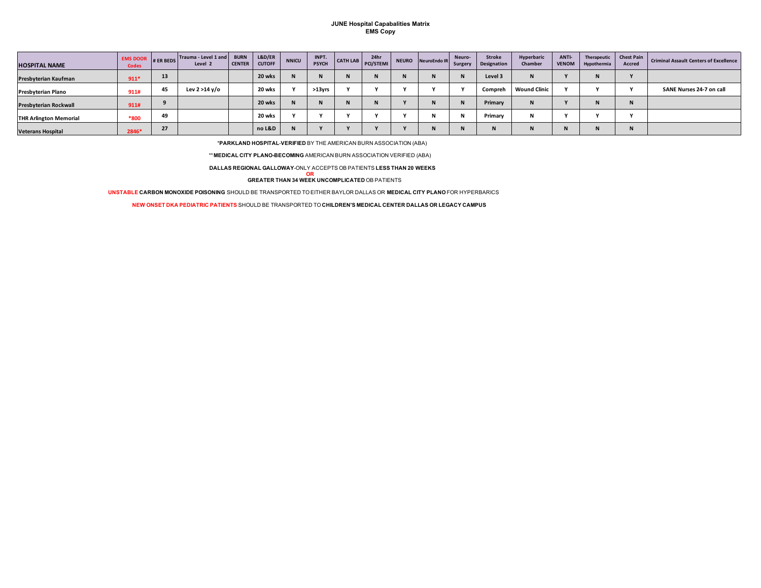**JUNE Hospital Capabalities Matrix**
**EMS Copy**

| HOSPITAL NAME | EMS DOOR Codes | # ER BEDS | Trauma - Level 1 and Level 2 | BURN CENTER | L&D/ER CUTOFF | NNICU | INPT. PSYCH | CATH LAB | 24hr PCI/STEMI | NEURO | NeuroEndo IR | Neuro-Surgery | Stroke Designation | Hyperbaric Chamber | ANTI-VENOM | Therapeutic Hypothermia | Chest Pain Accred | Criminal Assault Centers of Excellence |
|---|---|---|---|---|---|---|---|---|---|---|---|---|---|---|---|---|---|---|
| Presbyterian Kaufman | 911* | 13 | | | 20 wks | N | N | N | N | N | N | N | Level 3 | N | Y | N | Y | |
| Presbyterian Plano | 911# | 45 | Lev 2 >14 y/o | | 20 wks | Y | >13yrs | Y | Y | Y | Y | Y | Compreh | Wound Clinic | Y | Y | Y | SANE Nurses 24-7 on call |
| Presbyterian Rockwall | 911# | 9 | | | 20 wks | N | N | N | N | Y | N | N | Primary | N | Y | N | N | |
| THR Arlington Memorial | *800 | 49 | | | 20 wks | Y | Y | Y | Y | Y | N | N | Primary | N | Y | Y | Y | |
| Veterans Hospital | 2846* | 27 | | | no L&D | N | Y | Y | Y | Y | N | N | N | N | N | N | N | |

***PARKLAND HOSPITAL-VERIFIED** BY THE AMERICAN BURN ASSOCIATION (ABA)

****MEDICAL CITY PLANO-BECOMING** AMERICAN BURN ASSOCIATION VERIFIED (ABA)

**DALLAS REGIONAL GALLOWAY**-ONLY ACCEPTS OB PATIENTS **LESS THAN 20 WEEKS**
**OR**
**GREATER THAN 34 WEEK UNCOMPLICATED** OB PATIENTS

**UNSTABLE CARBON MONOXIDE POISONING** SHOULD BE TRANSPORTED TO EITHER BAYLOR DALLAS OR **MEDICAL CITY PLANO** FOR HYPERBARICS

**NEW ONSET DKA PEDIATRIC PATIENTS** SHOULD BE TRANSPORTED TO **CHILDREN'S MEDICAL CENTER DALLAS OR LEGACY CAMPUS**